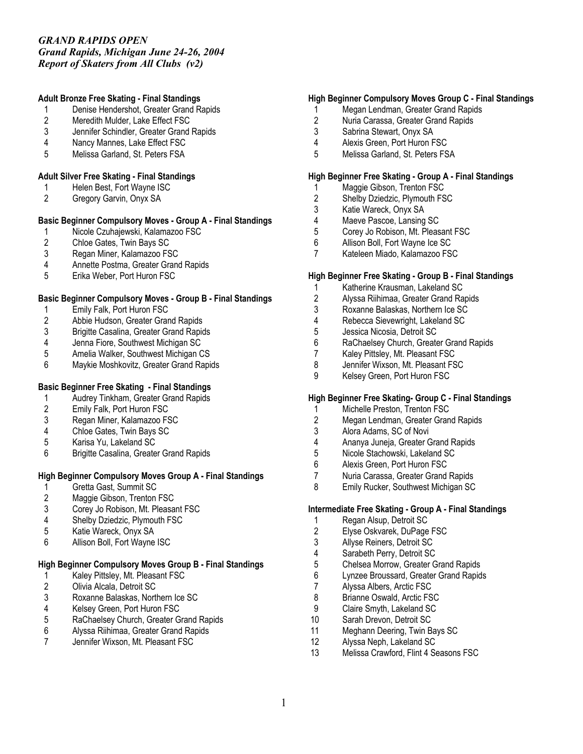*GRAND RAPIDS OPEN*
*Grand Rapids, Michigan June 24-26, 2004*
*Report of Skaters from All Clubs (v2)*

**Adult Bronze Free Skating - Final Standings**

1 Denise Hendershot, Greater Grand Rapids
2 Meredith Mulder, Lake Effect FSC
3 Jennifer Schindler, Greater Grand Rapids
4 Nancy Mannes, Lake Effect FSC
5 Melissa Garland, St. Peters FSA

**Adult Silver Free Skating - Final Standings**

1 Helen Best, Fort Wayne ISC
2 Gregory Garvin, Onyx SA

**Basic Beginner Compulsory Moves - Group A - Final Standings**

1 Nicole Czuhajewski, Kalamazoo FSC
2 Chloe Gates, Twin Bays SC
3 Regan Miner, Kalamazoo FSC
4 Annette Postma, Greater Grand Rapids
5 Erika Weber, Port Huron FSC

**Basic Beginner Compulsory Moves - Group B - Final Standings**

1 Emily Falk, Port Huron FSC
2 Abbie Hudson, Greater Grand Rapids
3 Brigitte Casalina, Greater Grand Rapids
4 Jenna Fiore, Southwest Michigan SC
5 Amelia Walker, Southwest Michigan CS
6 Maykie Moshkovitz, Greater Grand Rapids

**Basic Beginner Free Skating - Final Standings**

1 Audrey Tinkham, Greater Grand Rapids
2 Emily Falk, Port Huron FSC
3 Regan Miner, Kalamazoo FSC
4 Chloe Gates, Twin Bays SC
5 Karisa Yu, Lakeland SC
6 Brigitte Casalina, Greater Grand Rapids

**High Beginner Compulsory Moves Group A - Final Standings**

1 Gretta Gast, Summit SC
2 Maggie Gibson, Trenton FSC
3 Corey Jo Robison, Mt. Pleasant FSC
4 Shelby Dziedzic, Plymouth FSC
5 Katie Wareck, Onyx SA
6 Allison Boll, Fort Wayne ISC

**High Beginner Compulsory Moves Group B - Final Standings**

1 Kaley Pittsley, Mt. Pleasant FSC
2 Olivia Alcala, Detroit SC
3 Roxanne Balaskas, Northern Ice SC
4 Kelsey Green, Port Huron FSC
5 RaChaelsey Church, Greater Grand Rapids
6 Alyssa Riihimaa, Greater Grand Rapids
7 Jennifer Wixson, Mt. Pleasant FSC

**High Beginner Compulsory Moves Group C - Final Standings**

1 Megan Lendman, Greater Grand Rapids
2 Nuria Carassa, Greater Grand Rapids
3 Sabrina Stewart, Onyx SA
4 Alexis Green, Port Huron FSC
5 Melissa Garland, St. Peters FSA

**High Beginner Free Skating - Group A - Final Standings**

1 Maggie Gibson, Trenton FSC
2 Shelby Dziedzic, Plymouth FSC
3 Katie Wareck, Onyx SA
4 Maeve Pascoe, Lansing SC
5 Corey Jo Robison, Mt. Pleasant FSC
6 Allison Boll, Fort Wayne Ice SC
7 Kateleen Miado, Kalamazoo FSC

**High Beginner Free Skating - Group B - Final Standings**

1 Katherine Krausman, Lakeland SC
2 Alyssa Riihimaa, Greater Grand Rapids
3 Roxanne Balaskas, Northern Ice SC
4 Rebecca Sievewright, Lakeland SC
5 Jessica Nicosia, Detroit SC
6 RaChaelsey Church, Greater Grand Rapids
7 Kaley Pittsley, Mt. Pleasant FSC
8 Jennifer Wixson, Mt. Pleasant FSC
9 Kelsey Green, Port Huron FSC

**High Beginner Free Skating- Group C - Final Standings**

1 Michelle Preston, Trenton FSC
2 Megan Lendman, Greater Grand Rapids
3 Alora Adams, SC of Novi
4 Ananya Juneja, Greater Grand Rapids
5 Nicole Stachowski, Lakeland SC
6 Alexis Green, Port Huron FSC
7 Nuria Carassa, Greater Grand Rapids
8 Emily Rucker, Southwest Michigan SC

**Intermediate Free Skating - Group A - Final Standings**

1 Regan Alsup, Detroit SC
2 Elyse Oskvarek, DuPage FSC
3 Allyse Reiners, Detroit SC
4 Sarabeth Perry, Detroit SC
5 Chelsea Morrow, Greater Grand Rapids
6 Lynzee Broussard, Greater Grand Rapids
7 Alyssa Albers, Arctic FSC
8 Brianne Oswald, Arctic FSC
9 Claire Smyth, Lakeland SC
10 Sarah Drevon, Detroit SC
11 Meghann Deering, Twin Bays SC
12 Alyssa Neph, Lakeland SC
13 Melissa Crawford, Flint 4 Seasons FSC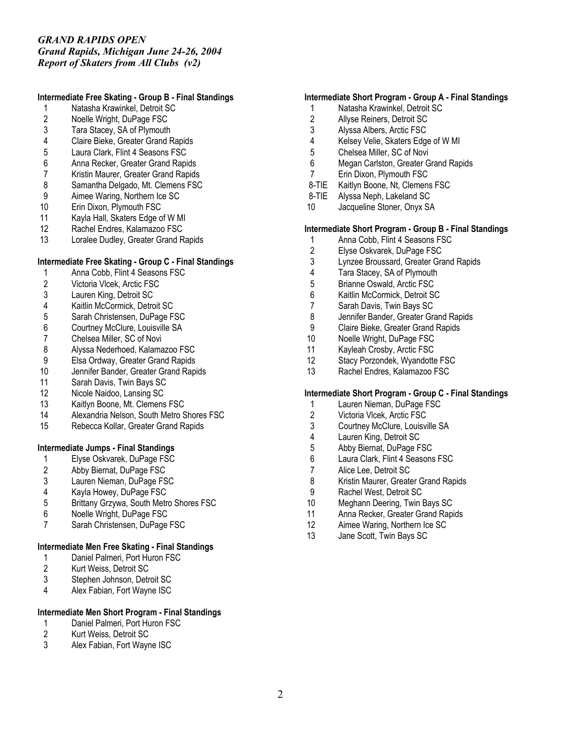*GRAND RAPIDS OPEN*
*Grand Rapids, Michigan June 24-26, 2004*
*Report of Skaters from All Clubs (v2)*

**Intermediate Free Skating - Group B - Final Standings**

1 Natasha Krawinkel, Detroit SC
2 Noelle Wright, DuPage FSC
3 Tara Stacey, SA of Plymouth
4 Claire Bieke, Greater Grand Rapids
5 Laura Clark, Flint 4 Seasons FSC
6 Anna Recker, Greater Grand Rapids
7 Kristin Maurer, Greater Grand Rapids
8 Samantha Delgado, Mt. Clemens FSC
9 Aimee Waring, Northern Ice SC
10 Erin Dixon, Plymouth FSC
11 Kayla Hall, Skaters Edge of W MI
12 Rachel Endres, Kalamazoo FSC
13 Loralee Dudley, Greater Grand Rapids

**Intermediate Free Skating - Group C - Final Standings**

1 Anna Cobb, Flint 4 Seasons FSC
2 Victoria Vlcek, Arctic FSC
3 Lauren King, Detroit SC
4 Kaitlin McCormick, Detroit SC
5 Sarah Christensen, DuPage FSC
6 Courtney McClure, Louisville SA
7 Chelsea Miller, SC of Novi
8 Alyssa Nederhoed, Kalamazoo FSC
9 Elsa Ordway, Greater Grand Rapids
10 Jennifer Bander, Greater Grand Rapids
11 Sarah Davis, Twin Bays SC
12 Nicole Naidoo, Lansing SC
13 Kaitlyn Boone, Mt. Clemens FSC
14 Alexandria Nelson, South Metro Shores FSC
15 Rebecca Kollar, Greater Grand Rapids

**Intermediate Jumps - Final Standings**

1 Elyse Oskvarek, DuPage FSC
2 Abby Biernat, DuPage FSC
3 Lauren Nieman, DuPage FSC
4 Kayla Howey, DuPage FSC
5 Brittany Grzywa, South Metro Shores FSC
6 Noelle Wright, DuPage FSC
7 Sarah Christensen, DuPage FSC

**Intermediate Men Free Skating - Final Standings**

1 Daniel Palmeri, Port Huron FSC
2 Kurt Weiss, Detroit SC
3 Stephen Johnson, Detroit SC
4 Alex Fabian, Fort Wayne ISC

**Intermediate Men Short Program - Final Standings**

1 Daniel Palmeri, Port Huron FSC
2 Kurt Weiss, Detroit SC
3 Alex Fabian, Fort Wayne ISC

**Intermediate Short Program - Group A - Final Standings**

1 Natasha Krawinkel, Detroit SC
2 Allyse Reiners, Detroit SC
3 Alyssa Albers, Arctic FSC
4 Kelsey Velie, Skaters Edge of W MI
5 Chelsea Miller, SC of Novi
6 Megan Carlston, Greater Grand Rapids
7 Erin Dixon, Plymouth FSC
8-TIE Kaitlyn Boone, Nt, Clemens FSC
8-TIE Alyssa Neph, Lakeland SC
10 Jacqueline Stoner, Onyx SA

**Intermediate Short Program - Group B - Final Standings**

1 Anna Cobb, Flint 4 Seasons FSC
2 Elyse Oskvarek, DuPage FSC
3 Lynzee Broussard, Greater Grand Rapids
4 Tara Stacey, SA of Plymouth
5 Brianne Oswald, Arctic FSC
6 Kaitlin McCormick, Detroit SC
7 Sarah Davis, Twin Bays SC
8 Jennifer Bander, Greater Grand Rapids
9 Claire Bieke, Greater Grand Rapids
10 Noelle Wright, DuPage FSC
11 Kayleah Crosby, Arctic FSC
12 Stacy Porzondek, Wyandotte FSC
13 Rachel Endres, Kalamazoo FSC

**Intermediate Short Program - Group C - Final Standings**

1 Lauren Nieman, DuPage FSC
2 Victoria Vlcek, Arctic FSC
3 Courtney McClure, Louisville SA
4 Lauren King, Detroit SC
5 Abby Biernat, DuPage FSC
6 Laura Clark, Flint 4 Seasons FSC
7 Alice Lee, Detroit SC
8 Kristin Maurer, Greater Grand Rapids
9 Rachel West, Detroit SC
10 Meghann Deering, Twin Bays SC
11 Anna Recker, Greater Grand Rapids
12 Aimee Waring, Northern Ice SC
13 Jane Scott, Twin Bays SC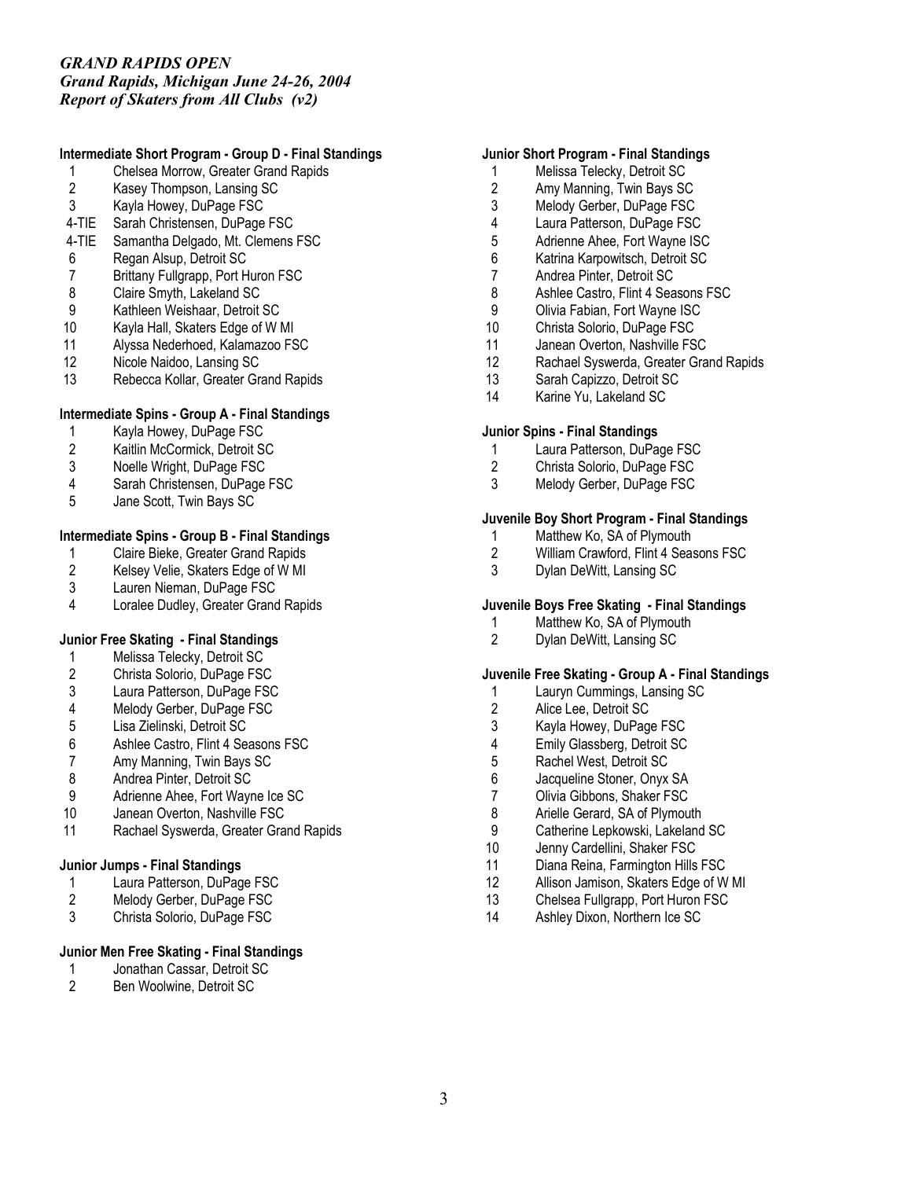*GRAND RAPIDS OPEN*
*Grand Rapids, Michigan June 24-26, 2004*
*Report of Skaters from All Clubs (v2)*

**Intermediate Short Program - Group D - Final Standings**

1 Chelsea Morrow, Greater Grand Rapids
2 Kasey Thompson, Lansing SC
3 Kayla Howey, DuPage FSC
4-TIE Sarah Christensen, DuPage FSC
4-TIE Samantha Delgado, Mt. Clemens FSC
6 Regan Alsup, Detroit SC
7 Brittany Fullgrapp, Port Huron FSC
8 Claire Smyth, Lakeland SC
9 Kathleen Weishaar, Detroit SC
10 Kayla Hall, Skaters Edge of W MI
11 Alyssa Nederhoed, Kalamazoo FSC
12 Nicole Naidoo, Lansing SC
13 Rebecca Kollar, Greater Grand Rapids

**Intermediate Spins - Group A - Final Standings**

1 Kayla Howey, DuPage FSC
2 Kaitlin McCormick, Detroit SC
3 Noelle Wright, DuPage FSC
4 Sarah Christensen, DuPage FSC
5 Jane Scott, Twin Bays SC

**Intermediate Spins - Group B - Final Standings**

1 Claire Bieke, Greater Grand Rapids
2 Kelsey Velie, Skaters Edge of W MI
3 Lauren Nieman, DuPage FSC
4 Loralee Dudley, Greater Grand Rapids

**Junior Free Skating - Final Standings**

1 Melissa Telecky, Detroit SC
2 Christa Solorio, DuPage FSC
3 Laura Patterson, DuPage FSC
4 Melody Gerber, DuPage FSC
5 Lisa Zielinski, Detroit SC
6 Ashlee Castro, Flint 4 Seasons FSC
7 Amy Manning, Twin Bays SC
8 Andrea Pinter, Detroit SC
9 Adrienne Ahee, Fort Wayne Ice SC
10 Janean Overton, Nashville FSC
11 Rachael Syswerda, Greater Grand Rapids

**Junior Jumps - Final Standings**

1 Laura Patterson, DuPage FSC
2 Melody Gerber, DuPage FSC
3 Christa Solorio, DuPage FSC

**Junior Men Free Skating - Final Standings**

1 Jonathan Cassar, Detroit SC
2 Ben Woolwine, Detroit SC

**Junior Short Program - Final Standings**

1 Melissa Telecky, Detroit SC
2 Amy Manning, Twin Bays SC
3 Melody Gerber, DuPage FSC
4 Laura Patterson, DuPage FSC
5 Adrienne Ahee, Fort Wayne ISC
6 Katrina Karpowitsch, Detroit SC
7 Andrea Pinter, Detroit SC
8 Ashlee Castro, Flint 4 Seasons FSC
9 Olivia Fabian, Fort Wayne ISC
10 Christa Solorio, DuPage FSC
11 Janean Overton, Nashville FSC
12 Rachael Syswerda, Greater Grand Rapids
13 Sarah Capizzo, Detroit SC
14 Karine Yu, Lakeland SC

**Junior Spins - Final Standings**

1 Laura Patterson, DuPage FSC
2 Christa Solorio, DuPage FSC
3 Melody Gerber, DuPage FSC

**Juvenile Boy Short Program - Final Standings**

1 Matthew Ko, SA of Plymouth
2 William Crawford, Flint 4 Seasons FSC
3 Dylan DeWitt, Lansing SC

**Juvenile Boys Free Skating - Final Standings**

1 Matthew Ko, SA of Plymouth
2 Dylan DeWitt, Lansing SC

**Juvenile Free Skating - Group A - Final Standings**

1 Lauryn Cummings, Lansing SC
2 Alice Lee, Detroit SC
3 Kayla Howey, DuPage FSC
4 Emily Glassberg, Detroit SC
5 Rachel West, Detroit SC
6 Jacqueline Stoner, Onyx SA
7 Olivia Gibbons, Shaker FSC
8 Arielle Gerard, SA of Plymouth
9 Catherine Lepkowski, Lakeland SC
10 Jenny Cardellini, Shaker FSC
11 Diana Reina, Farmington Hills FSC
12 Allison Jamison, Skaters Edge of W MI
13 Chelsea Fullgrapp, Port Huron FSC
14 Ashley Dixon, Northern Ice SC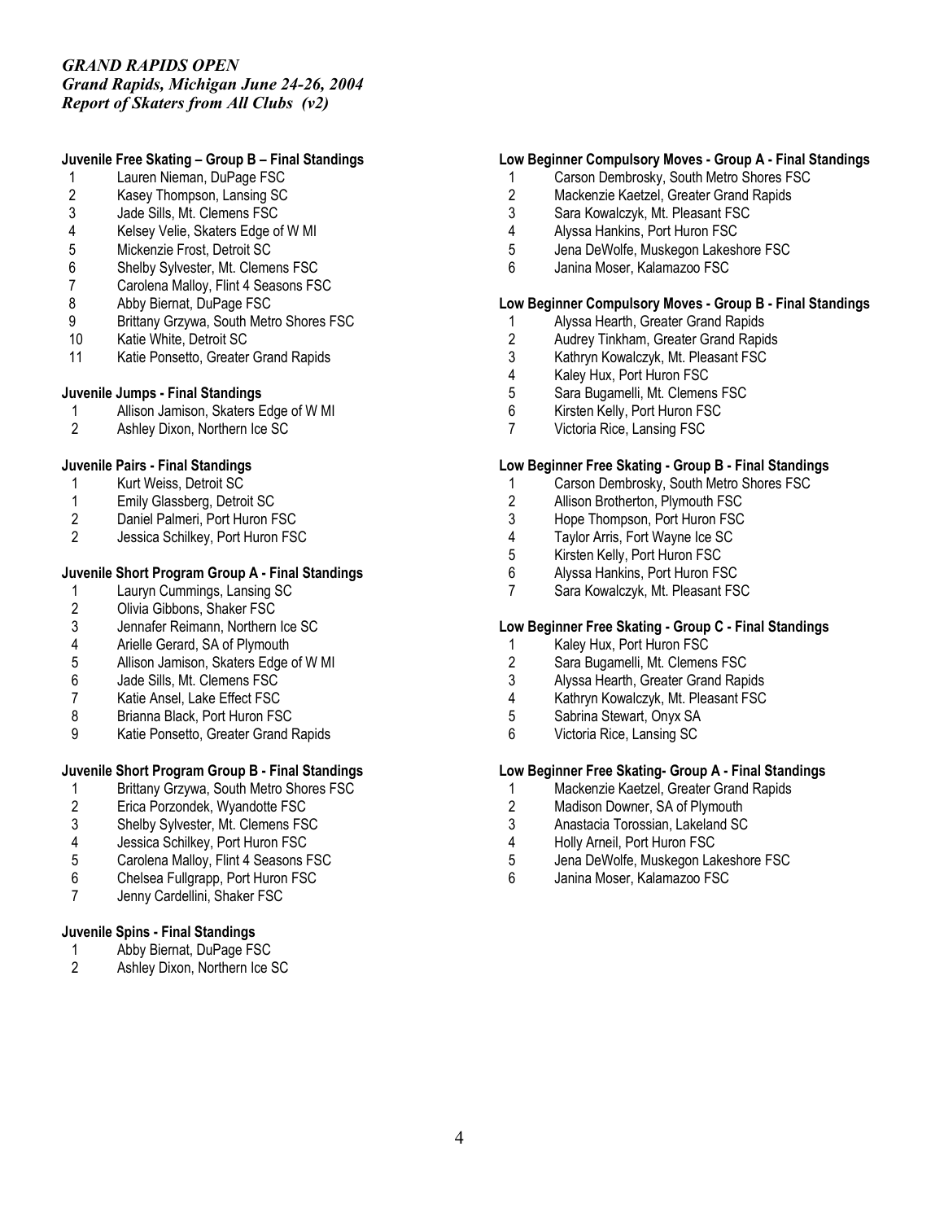*GRAND RAPIDS OPEN*
*Grand Rapids, Michigan June 24-26, 2004*
*Report of Skaters from All Clubs (v2)*

**Juvenile Free Skating – Group B – Final Standings**

1 Lauren Nieman, DuPage FSC
2 Kasey Thompson, Lansing SC
3 Jade Sills, Mt. Clemens FSC
4 Kelsey Velie, Skaters Edge of W MI
5 Mickenzie Frost, Detroit SC
6 Shelby Sylvester, Mt. Clemens FSC
7 Carolena Malloy, Flint 4 Seasons FSC
8 Abby Biernat, DuPage FSC
9 Brittany Grzywa, South Metro Shores FSC
10 Katie White, Detroit SC
11 Katie Ponsetto, Greater Grand Rapids

**Juvenile Jumps - Final Standings**

1 Allison Jamison, Skaters Edge of W MI
2 Ashley Dixon, Northern Ice SC

**Juvenile Pairs - Final Standings**

1 Kurt Weiss, Detroit SC
1 Emily Glassberg, Detroit SC
2 Daniel Palmeri, Port Huron FSC
2 Jessica Schilkey, Port Huron FSC

**Juvenile Short Program Group A - Final Standings**

1 Lauryn Cummings, Lansing SC
2 Olivia Gibbons, Shaker FSC
3 Jennafer Reimann, Northern Ice SC
4 Arielle Gerard, SA of Plymouth
5 Allison Jamison, Skaters Edge of W MI
6 Jade Sills, Mt. Clemens FSC
7 Katie Ansel, Lake Effect FSC
8 Brianna Black, Port Huron FSC
9 Katie Ponsetto, Greater Grand Rapids

**Juvenile Short Program Group B - Final Standings**

1 Brittany Grzywa, South Metro Shores FSC
2 Erica Porzondek, Wyandotte FSC
3 Shelby Sylvester, Mt. Clemens FSC
4 Jessica Schilkey, Port Huron FSC
5 Carolena Malloy, Flint 4 Seasons FSC
6 Chelsea Fullgrapp, Port Huron FSC
7 Jenny Cardellini, Shaker FSC

**Juvenile Spins - Final Standings**

1 Abby Biernat, DuPage FSC
2 Ashley Dixon, Northern Ice SC

**Low Beginner Compulsory Moves - Group A - Final Standings**

1 Carson Dembrosky, South Metro Shores FSC
2 Mackenzie Kaetzel, Greater Grand Rapids
3 Sara Kowalczyk, Mt. Pleasant FSC
4 Alyssa Hankins, Port Huron FSC
5 Jena DeWolfe, Muskegon Lakeshore FSC
6 Janina Moser, Kalamazoo FSC

**Low Beginner Compulsory Moves - Group B - Final Standings**

1 Alyssa Hearth, Greater Grand Rapids
2 Audrey Tinkham, Greater Grand Rapids
3 Kathryn Kowalczyk, Mt. Pleasant FSC
4 Kaley Hux, Port Huron FSC
5 Sara Bugamelli, Mt. Clemens FSC
6 Kirsten Kelly, Port Huron FSC
7 Victoria Rice, Lansing FSC

**Low Beginner Free Skating - Group B - Final Standings**

1 Carson Dembrosky, South Metro Shores FSC
2 Allison Brotherton, Plymouth FSC
3 Hope Thompson, Port Huron FSC
4 Taylor Arris, Fort Wayne Ice SC
5 Kirsten Kelly, Port Huron FSC
6 Alyssa Hankins, Port Huron FSC
7 Sara Kowalczyk, Mt. Pleasant FSC

**Low Beginner Free Skating - Group C - Final Standings**

1 Kaley Hux, Port Huron FSC
2 Sara Bugamelli, Mt. Clemens FSC
3 Alyssa Hearth, Greater Grand Rapids
4 Kathryn Kowalczyk, Mt. Pleasant FSC
5 Sabrina Stewart, Onyx SA
6 Victoria Rice, Lansing SC

**Low Beginner Free Skating- Group A - Final Standings**

1 Mackenzie Kaetzel, Greater Grand Rapids
2 Madison Downer, SA of Plymouth
3 Anastacia Torossian, Lakeland SC
4 Holly Arneil, Port Huron FSC
5 Jena DeWolfe, Muskegon Lakeshore FSC
6 Janina Moser, Kalamazoo FSC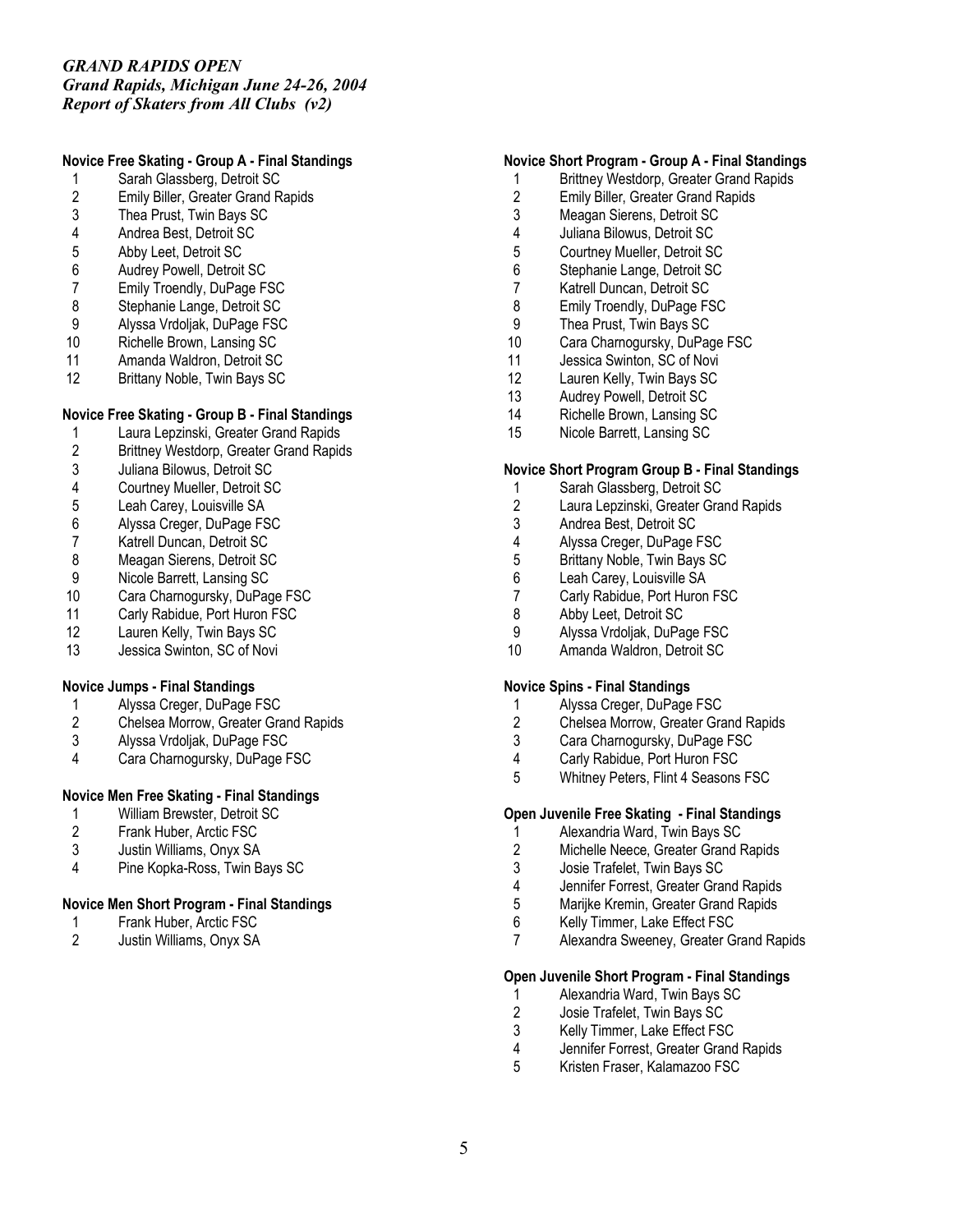*GRAND RAPIDS OPEN*
*Grand Rapids, Michigan June 24-26, 2004*
*Report of Skaters from All Clubs (v2)*

**Novice Free Skating - Group A - Final Standings**

1 Sarah Glassberg, Detroit SC
2 Emily Biller, Greater Grand Rapids
3 Thea Prust, Twin Bays SC
4 Andrea Best, Detroit SC
5 Abby Leet, Detroit SC
6 Audrey Powell, Detroit SC
7 Emily Troendly, DuPage FSC
8 Stephanie Lange, Detroit SC
9 Alyssa Vrdoljak, DuPage FSC
10 Richelle Brown, Lansing SC
11 Amanda Waldron, Detroit SC
12 Brittany Noble, Twin Bays SC

**Novice Free Skating - Group B - Final Standings**

1 Laura Lepzinski, Greater Grand Rapids
2 Brittney Westdorp, Greater Grand Rapids
3 Juliana Bilowus, Detroit SC
4 Courtney Mueller, Detroit SC
5 Leah Carey, Louisville SA
6 Alyssa Creger, DuPage FSC
7 Katrell Duncan, Detroit SC
8 Meagan Sierens, Detroit SC
9 Nicole Barrett, Lansing SC
10 Cara Charnogursky, DuPage FSC
11 Carly Rabidue, Port Huron FSC
12 Lauren Kelly, Twin Bays SC
13 Jessica Swinton, SC of Novi

**Novice Jumps - Final Standings**

1 Alyssa Creger, DuPage FSC
2 Chelsea Morrow, Greater Grand Rapids
3 Alyssa Vrdoljak, DuPage FSC
4 Cara Charnogursky, DuPage FSC

**Novice Men Free Skating - Final Standings**

1 William Brewster, Detroit SC
2 Frank Huber, Arctic FSC
3 Justin Williams, Onyx SA
4 Pine Kopka-Ross, Twin Bays SC

**Novice Men Short Program - Final Standings**

1 Frank Huber, Arctic FSC
2 Justin Williams, Onyx SA

**Novice Short Program - Group A - Final Standings**

1 Brittney Westdorp, Greater Grand Rapids
2 Emily Biller, Greater Grand Rapids
3 Meagan Sierens, Detroit SC
4 Juliana Bilowus, Detroit SC
5 Courtney Mueller, Detroit SC
6 Stephanie Lange, Detroit SC
7 Katrell Duncan, Detroit SC
8 Emily Troendly, DuPage FSC
9 Thea Prust, Twin Bays SC
10 Cara Charnogursky, DuPage FSC
11 Jessica Swinton, SC of Novi
12 Lauren Kelly, Twin Bays SC
13 Audrey Powell, Detroit SC
14 Richelle Brown, Lansing SC
15 Nicole Barrett, Lansing SC

**Novice Short Program Group B - Final Standings**

1 Sarah Glassberg, Detroit SC
2 Laura Lepzinski, Greater Grand Rapids
3 Andrea Best, Detroit SC
4 Alyssa Creger, DuPage FSC
5 Brittany Noble, Twin Bays SC
6 Leah Carey, Louisville SA
7 Carly Rabidue, Port Huron FSC
8 Abby Leet, Detroit SC
9 Alyssa Vrdoljak, DuPage FSC
10 Amanda Waldron, Detroit SC

**Novice Spins - Final Standings**

1 Alyssa Creger, DuPage FSC
2 Chelsea Morrow, Greater Grand Rapids
3 Cara Charnogursky, DuPage FSC
4 Carly Rabidue, Port Huron FSC
5 Whitney Peters, Flint 4 Seasons FSC

**Open Juvenile Free Skating - Final Standings**

1 Alexandria Ward, Twin Bays SC
2 Michelle Neece, Greater Grand Rapids
3 Josie Trafelet, Twin Bays SC
4 Jennifer Forrest, Greater Grand Rapids
5 Marijke Kremin, Greater Grand Rapids
6 Kelly Timmer, Lake Effect FSC
7 Alexandra Sweeney, Greater Grand Rapids

**Open Juvenile Short Program - Final Standings**

1 Alexandria Ward, Twin Bays SC
2 Josie Trafelet, Twin Bays SC
3 Kelly Timmer, Lake Effect FSC
4 Jennifer Forrest, Greater Grand Rapids
5 Kristen Fraser, Kalamazoo FSC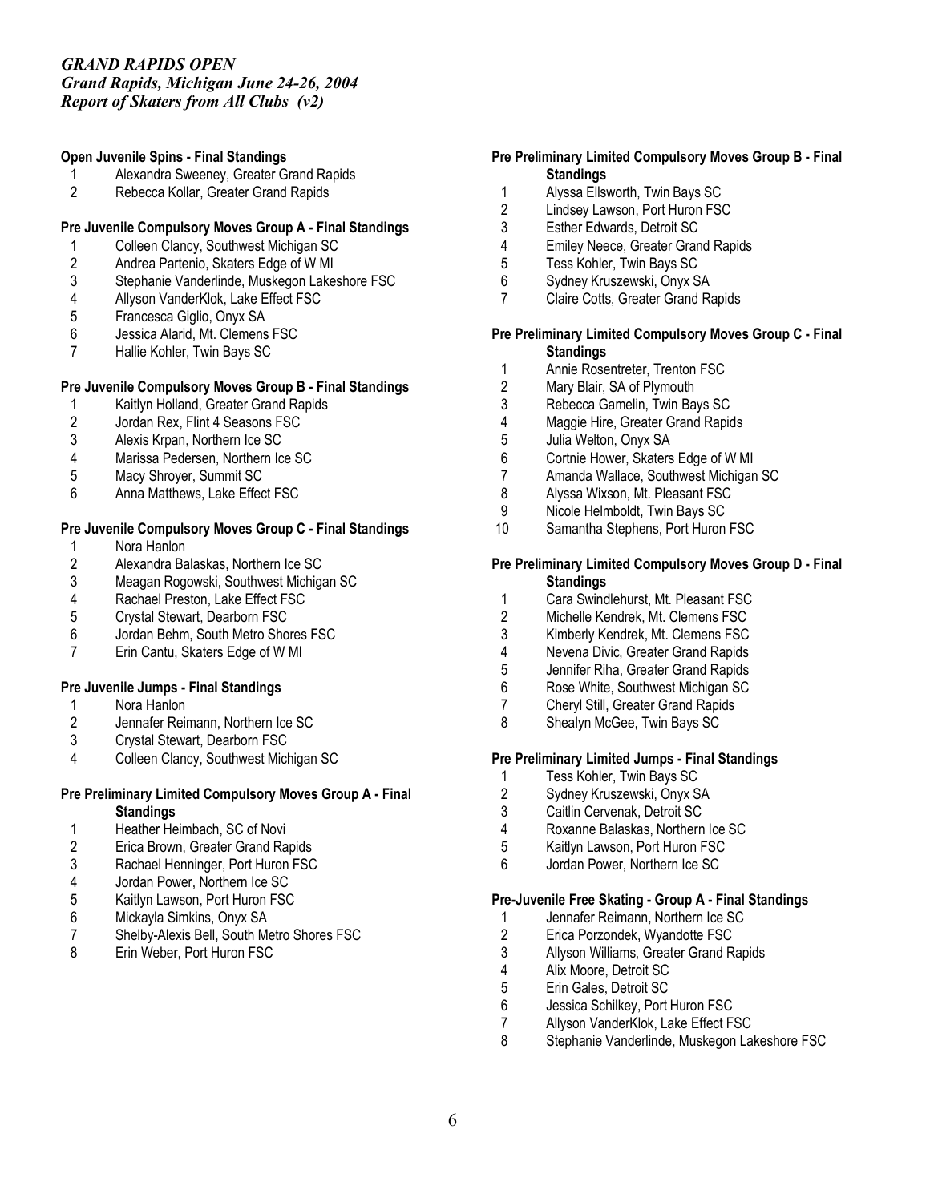*GRAND RAPIDS OPEN*
*Grand Rapids, Michigan June 24-26, 2004*
*Report of Skaters from All Clubs (v2)*

**Open Juvenile Spins - Final Standings**

1. Alexandra Sweeney, Greater Grand Rapids
2. Rebecca Kollar, Greater Grand Rapids

**Pre Juvenile Compulsory Moves Group A - Final Standings**

1. Colleen Clancy, Southwest Michigan SC
2. Andrea Partenio, Skaters Edge of W MI
3. Stephanie Vanderlinde, Muskegon Lakeshore FSC
4. Allyson VanderKlok, Lake Effect FSC
5. Francesca Giglio, Onyx SA
6. Jessica Alarid, Mt. Clemens FSC
7. Hallie Kohler, Twin Bays SC

**Pre Juvenile Compulsory Moves Group B - Final Standings**

1. Kaitlyn Holland, Greater Grand Rapids
2. Jordan Rex, Flint 4 Seasons FSC
3. Alexis Krpan, Northern Ice SC
4. Marissa Pedersen, Northern Ice SC
5. Macy Shroyer, Summit SC
6. Anna Matthews, Lake Effect FSC

**Pre Juvenile Compulsory Moves Group C - Final Standings**

1. Nora Hanlon
2. Alexandra Balaskas, Northern Ice SC
3. Meagan Rogowski, Southwest Michigan SC
4. Rachael Preston, Lake Effect FSC
5. Crystal Stewart, Dearborn FSC
6. Jordan Behm, South Metro Shores FSC
7. Erin Cantu, Skaters Edge of W MI

**Pre Juvenile Jumps - Final Standings**

1. Nora Hanlon
2. Jennafer Reimann, Northern Ice SC
3. Crystal Stewart, Dearborn FSC
4. Colleen Clancy, Southwest Michigan SC

**Pre Preliminary Limited Compulsory Moves Group A - Final Standings**

1. Heather Heimbach, SC of Novi
2. Erica Brown, Greater Grand Rapids
3. Rachael Henninger, Port Huron FSC
4. Jordan Power, Northern Ice SC
5. Kaitlyn Lawson, Port Huron FSC
6. Mickayla Simkins, Onyx SA
7. Shelby-Alexis Bell, South Metro Shores FSC
8. Erin Weber, Port Huron FSC

**Pre Preliminary Limited Compulsory Moves Group B - Final Standings**

1. Alyssa Ellsworth, Twin Bays SC
2. Lindsey Lawson, Port Huron FSC
3. Esther Edwards, Detroit SC
4. Emiley Neece, Greater Grand Rapids
5. Tess Kohler, Twin Bays SC
6. Sydney Kruszewski, Onyx SA
7. Claire Cotts, Greater Grand Rapids

**Pre Preliminary Limited Compulsory Moves Group C - Final Standings**

1. Annie Rosentreter, Trenton FSC
2. Mary Blair, SA of Plymouth
3. Rebecca Gamelin, Twin Bays SC
4. Maggie Hire, Greater Grand Rapids
5. Julia Welton, Onyx SA
6. Cortnie Hower, Skaters Edge of W MI
7. Amanda Wallace, Southwest Michigan SC
8. Alyssa Wixson, Mt. Pleasant FSC
9. Nicole Helmboldt, Twin Bays SC
10. Samantha Stephens, Port Huron FSC

**Pre Preliminary Limited Compulsory Moves Group D - Final Standings**

1. Cara Swindlehurst, Mt. Pleasant FSC
2. Michelle Kendrek, Mt. Clemens FSC
3. Kimberly Kendrek, Mt. Clemens FSC
4. Nevena Divic, Greater Grand Rapids
5. Jennifer Riha, Greater Grand Rapids
6. Rose White, Southwest Michigan SC
7. Cheryl Still, Greater Grand Rapids
8. Shealyn McGee, Twin Bays SC

**Pre Preliminary Limited Jumps - Final Standings**

1. Tess Kohler, Twin Bays SC
2. Sydney Kruszewski, Onyx SA
3. Caitlin Cervenak, Detroit SC
4. Roxanne Balaskas, Northern Ice SC
5. Kaitlyn Lawson, Port Huron FSC
6. Jordan Power, Northern Ice SC

**Pre-Juvenile Free Skating - Group A - Final Standings**

1. Jennafer Reimann, Northern Ice SC
2. Erica Porzondek, Wyandotte FSC
3. Allyson Williams, Greater Grand Rapids
4. Alix Moore, Detroit SC
5. Erin Gales, Detroit SC
6. Jessica Schilkey, Port Huron FSC
7. Allyson VanderKlok, Lake Effect FSC
8. Stephanie Vanderlinde, Muskegon Lakeshore FSC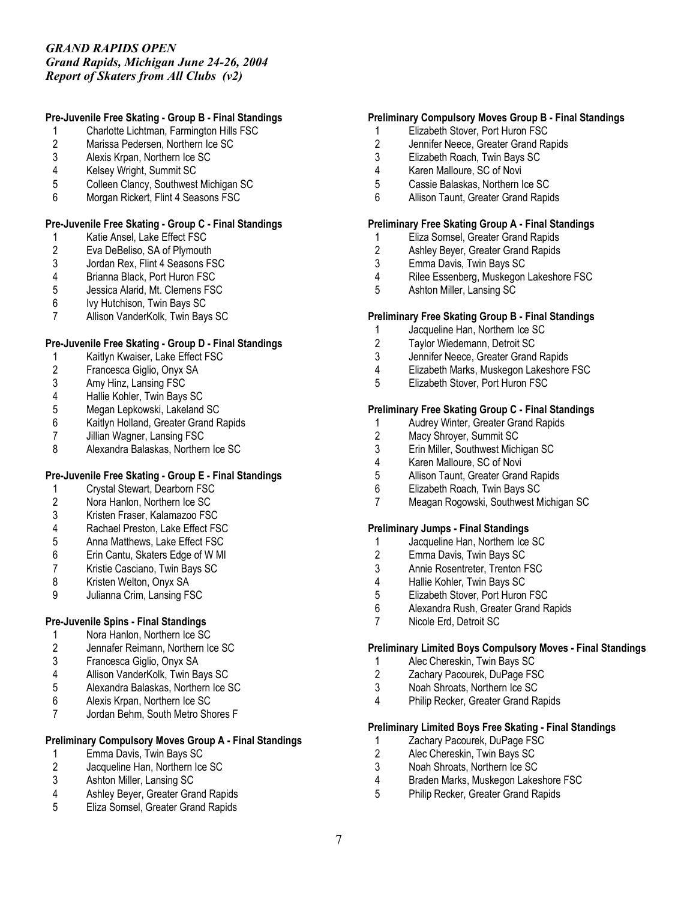*GRAND RAPIDS OPEN*
*Grand Rapids, Michigan June 24-26, 2004*
*Report of Skaters from All Clubs (v2)*

**Pre-Juvenile Free Skating - Group B - Final Standings**

1 Charlotte Lichtman, Farmington Hills FSC
2 Marissa Pedersen, Northern Ice SC
3 Alexis Krpan, Northern Ice SC
4 Kelsey Wright, Summit SC
5 Colleen Clancy, Southwest Michigan SC
6 Morgan Rickert, Flint 4 Seasons FSC

**Pre-Juvenile Free Skating - Group C - Final Standings**

1 Katie Ansel, Lake Effect FSC
2 Eva DeBeliso, SA of Plymouth
3 Jordan Rex, Flint 4 Seasons FSC
4 Brianna Black, Port Huron FSC
5 Jessica Alarid, Mt. Clemens FSC
6 Ivy Hutchison, Twin Bays SC
7 Allison VanderKolk, Twin Bays SC

**Pre-Juvenile Free Skating - Group D - Final Standings**

1 Kaitlyn Kwaiser, Lake Effect FSC
2 Francesca Giglio, Onyx SA
3 Amy Hinz, Lansing FSC
4 Hallie Kohler, Twin Bays SC
5 Megan Lepkowski, Lakeland SC
6 Kaitlyn Holland, Greater Grand Rapids
7 Jillian Wagner, Lansing FSC
8 Alexandra Balaskas, Northern Ice SC

**Pre-Juvenile Free Skating - Group E - Final Standings**

1 Crystal Stewart, Dearborn FSC
2 Nora Hanlon, Northern Ice SC
3 Kristen Fraser, Kalamazoo FSC
4 Rachael Preston, Lake Effect FSC
5 Anna Matthews, Lake Effect FSC
6 Erin Cantu, Skaters Edge of W MI
7 Kristie Casciano, Twin Bays SC
8 Kristen Welton, Onyx SA
9 Julianna Crim, Lansing FSC

**Pre-Juvenile Spins - Final Standings**

1 Nora Hanlon, Northern Ice SC
2 Jennafer Reimann, Northern Ice SC
3 Francesca Giglio, Onyx SA
4 Allison VanderKolk, Twin Bays SC
5 Alexandra Balaskas, Northern Ice SC
6 Alexis Krpan, Northern Ice SC
7 Jordan Behm, South Metro Shores F

**Preliminary Compulsory Moves Group A - Final Standings**

1 Emma Davis, Twin Bays SC
2 Jacqueline Han, Northern Ice SC
3 Ashton Miller, Lansing SC
4 Ashley Beyer, Greater Grand Rapids
5 Eliza Somsel, Greater Grand Rapids

**Preliminary Compulsory Moves Group B - Final Standings**

1 Elizabeth Stover, Port Huron FSC
2 Jennifer Neece, Greater Grand Rapids
3 Elizabeth Roach, Twin Bays SC
4 Karen Malloure, SC of Novi
5 Cassie Balaskas, Northern Ice SC
6 Allison Taunt, Greater Grand Rapids

**Preliminary Free Skating Group A - Final Standings**

1 Eliza Somsel, Greater Grand Rapids
2 Ashley Beyer, Greater Grand Rapids
3 Emma Davis, Twin Bays SC
4 Rilee Essenberg, Muskegon Lakeshore FSC
5 Ashton Miller, Lansing SC

**Preliminary Free Skating Group B - Final Standings**

1 Jacqueline Han, Northern Ice SC
2 Taylor Wiedemann, Detroit SC
3 Jennifer Neece, Greater Grand Rapids
4 Elizabeth Marks, Muskegon Lakeshore FSC
5 Elizabeth Stover, Port Huron FSC

**Preliminary Free Skating Group C - Final Standings**

1 Audrey Winter, Greater Grand Rapids
2 Macy Shroyer, Summit SC
3 Erin Miller, Southwest Michigan SC
4 Karen Malloure, SC of Novi
5 Allison Taunt, Greater Grand Rapids
6 Elizabeth Roach, Twin Bays SC
7 Meagan Rogowski, Southwest Michigan SC

**Preliminary Jumps - Final Standings**

1 Jacqueline Han, Northern Ice SC
2 Emma Davis, Twin Bays SC
3 Annie Rosentreter, Trenton FSC
4 Hallie Kohler, Twin Bays SC
5 Elizabeth Stover, Port Huron FSC
6 Alexandra Rush, Greater Grand Rapids
7 Nicole Erd, Detroit SC

**Preliminary Limited Boys Compulsory Moves - Final Standings**

1 Alec Chereskin, Twin Bays SC
2 Zachary Pacourek, DuPage FSC
3 Noah Shroats, Northern Ice SC
4 Philip Recker, Greater Grand Rapids

**Preliminary Limited Boys Free Skating - Final Standings**

1 Zachary Pacourek, DuPage FSC
2 Alec Chereskin, Twin Bays SC
3 Noah Shroats, Northern Ice SC
4 Braden Marks, Muskegon Lakeshore FSC
5 Philip Recker, Greater Grand Rapids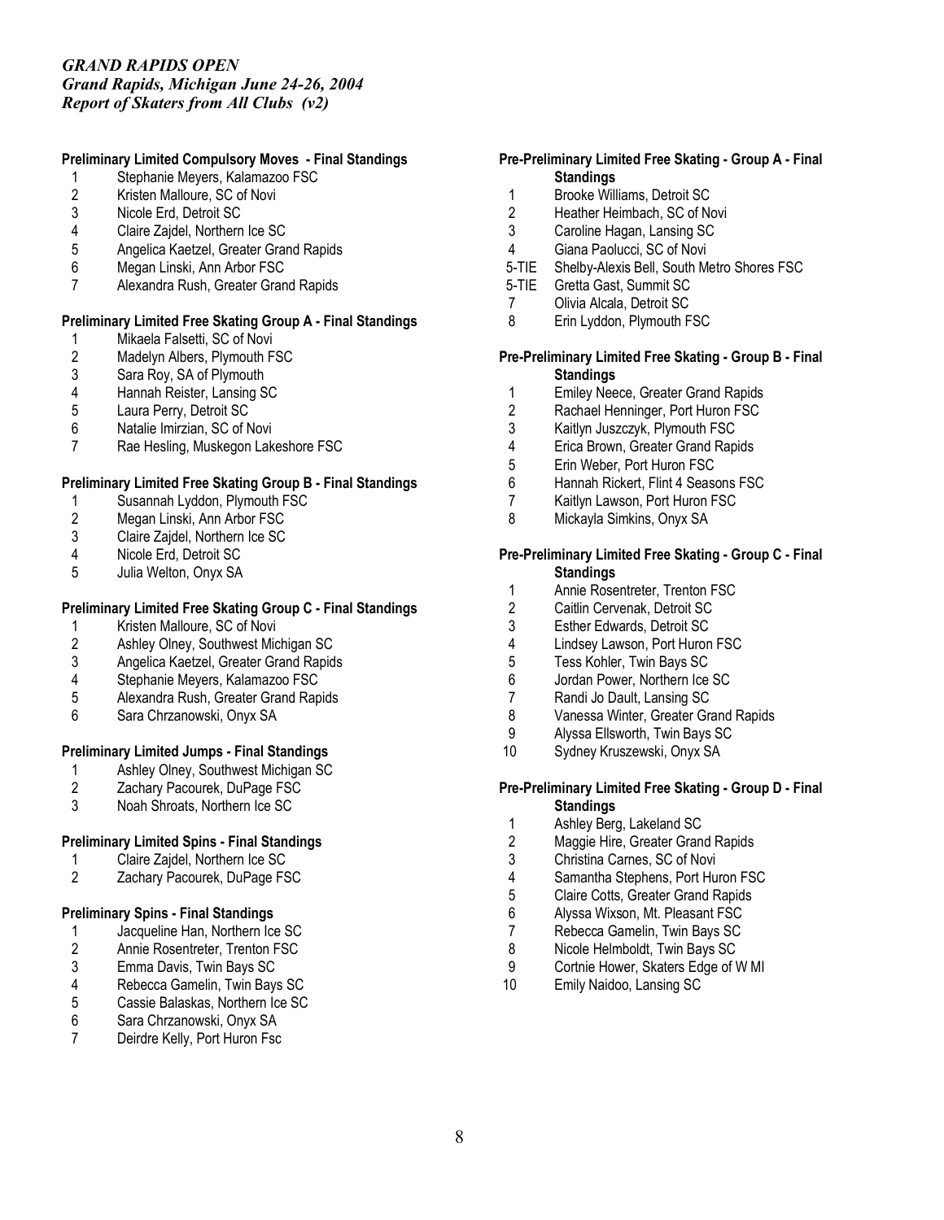*GRAND RAPIDS OPEN*
*Grand Rapids, Michigan June 24-26, 2004*
*Report of Skaters from All Clubs (v2)*

**Preliminary Limited Compulsory Moves - Final Standings**

1 Stephanie Meyers, Kalamazoo FSC
2 Kristen Malloure, SC of Novi
3 Nicole Erd, Detroit SC
4 Claire Zajdel, Northern Ice SC
5 Angelica Kaetzel, Greater Grand Rapids
6 Megan Linski, Ann Arbor FSC
7 Alexandra Rush, Greater Grand Rapids

**Preliminary Limited Free Skating Group A - Final Standings**

1 Mikaela Falsetti, SC of Novi
2 Madelyn Albers, Plymouth FSC
3 Sara Roy, SA of Plymouth
4 Hannah Reister, Lansing SC
5 Laura Perry, Detroit SC
6 Natalie Imirzian, SC of Novi
7 Rae Hesling, Muskegon Lakeshore FSC

**Preliminary Limited Free Skating Group B - Final Standings**

1 Susannah Lyddon, Plymouth FSC
2 Megan Linski, Ann Arbor FSC
3 Claire Zajdel, Northern Ice SC
4 Nicole Erd, Detroit SC
5 Julia Welton, Onyx SA

**Preliminary Limited Free Skating Group C - Final Standings**

1 Kristen Malloure, SC of Novi
2 Ashley Olney, Southwest Michigan SC
3 Angelica Kaetzel, Greater Grand Rapids
4 Stephanie Meyers, Kalamazoo FSC
5 Alexandra Rush, Greater Grand Rapids
6 Sara Chrzanowski, Onyx SA

**Preliminary Limited Jumps - Final Standings**

1 Ashley Olney, Southwest Michigan SC
2 Zachary Pacourek, DuPage FSC
3 Noah Shroats, Northern Ice SC

**Preliminary Limited Spins - Final Standings**

1 Claire Zajdel, Northern Ice SC
2 Zachary Pacourek, DuPage FSC

**Preliminary Spins - Final Standings**

1 Jacqueline Han, Northern Ice SC
2 Annie Rosentreter, Trenton FSC
3 Emma Davis, Twin Bays SC
4 Rebecca Gamelin, Twin Bays SC
5 Cassie Balaskas, Northern Ice SC
6 Sara Chrzanowski, Onyx SA
7 Deirdre Kelly, Port Huron Fsc

**Pre-Preliminary Limited Free Skating - Group A - Final Standings**

1 Brooke Williams, Detroit SC
2 Heather Heimbach, SC of Novi
3 Caroline Hagan, Lansing SC
4 Giana Paolucci, SC of Novi
5-TIE Shelby-Alexis Bell, South Metro Shores FSC
5-TIE Gretta Gast, Summit SC
7 Olivia Alcala, Detroit SC
8 Erin Lyddon, Plymouth FSC

**Pre-Preliminary Limited Free Skating - Group B - Final Standings**

1 Emiley Neece, Greater Grand Rapids
2 Rachael Henninger, Port Huron FSC
3 Kaitlyn Juszczyk, Plymouth FSC
4 Erica Brown, Greater Grand Rapids
5 Erin Weber, Port Huron FSC
6 Hannah Rickert, Flint 4 Seasons FSC
7 Kaitlyn Lawson, Port Huron FSC
8 Mickayla Simkins, Onyx SA

**Pre-Preliminary Limited Free Skating - Group C - Final Standings**

1 Annie Rosentreter, Trenton FSC
2 Caitlin Cervenak, Detroit SC
3 Esther Edwards, Detroit SC
4 Lindsey Lawson, Port Huron FSC
5 Tess Kohler, Twin Bays SC
6 Jordan Power, Northern Ice SC
7 Randi Jo Dault, Lansing SC
8 Vanessa Winter, Greater Grand Rapids
9 Alyssa Ellsworth, Twin Bays SC
10 Sydney Kruszewski, Onyx SA

**Pre-Preliminary Limited Free Skating - Group D - Final Standings**

1 Ashley Berg, Lakeland SC
2 Maggie Hire, Greater Grand Rapids
3 Christina Carnes, SC of Novi
4 Samantha Stephens, Port Huron FSC
5 Claire Cotts, Greater Grand Rapids
6 Alyssa Wixson, Mt. Pleasant FSC
7 Rebecca Gamelin, Twin Bays SC
8 Nicole Helmboldt, Twin Bays SC
9 Cortnie Hower, Skaters Edge of W MI
10 Emily Naidoo, Lansing SC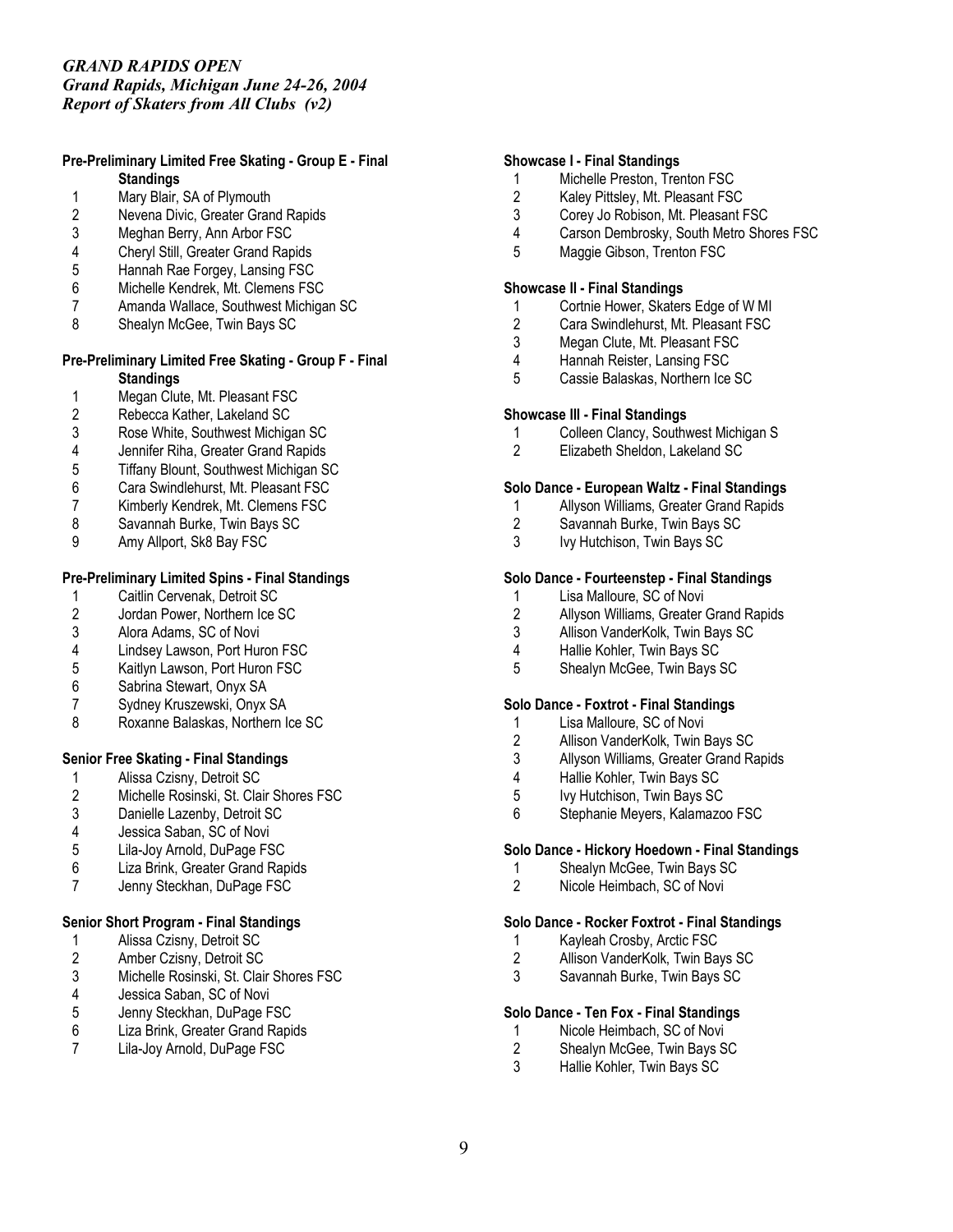*GRAND RAPIDS OPEN*
*Grand Rapids, Michigan June 24-26, 2004*
*Report of Skaters from All Clubs (v2)*

**Pre-Preliminary Limited Free Skating - Group E - Final Standings**

1 Mary Blair, SA of Plymouth
2 Nevena Divic, Greater Grand Rapids
3 Meghan Berry, Ann Arbor FSC
4 Cheryl Still, Greater Grand Rapids
5 Hannah Rae Forgey, Lansing FSC
6 Michelle Kendrek, Mt. Clemens FSC
7 Amanda Wallace, Southwest Michigan SC
8 Shealyn McGee, Twin Bays SC

**Pre-Preliminary Limited Free Skating - Group F - Final Standings**

1 Megan Clute, Mt. Pleasant FSC
2 Rebecca Kather, Lakeland SC
3 Rose White, Southwest Michigan SC
4 Jennifer Riha, Greater Grand Rapids
5 Tiffany Blount, Southwest Michigan SC
6 Cara Swindlehurst, Mt. Pleasant FSC
7 Kimberly Kendrek, Mt. Clemens FSC
8 Savannah Burke, Twin Bays SC
9 Amy Allport, Sk8 Bay FSC

**Pre-Preliminary Limited Spins - Final Standings**

1 Caitlin Cervenak, Detroit SC
2 Jordan Power, Northern Ice SC
3 Alora Adams, SC of Novi
4 Lindsey Lawson, Port Huron FSC
5 Kaitlyn Lawson, Port Huron FSC
6 Sabrina Stewart, Onyx SA
7 Sydney Kruszewski, Onyx SA
8 Roxanne Balaskas, Northern Ice SC

**Senior Free Skating - Final Standings**

1 Alissa Czisny, Detroit SC
2 Michelle Rosinski, St. Clair Shores FSC
3 Danielle Lazenby, Detroit SC
4 Jessica Saban, SC of Novi
5 Lila-Joy Arnold, DuPage FSC
6 Liza Brink, Greater Grand Rapids
7 Jenny Steckhan, DuPage FSC

**Senior Short Program - Final Standings**

1 Alissa Czisny, Detroit SC
2 Amber Czisny, Detroit SC
3 Michelle Rosinski, St. Clair Shores FSC
4 Jessica Saban, SC of Novi
5 Jenny Steckhan, DuPage FSC
6 Liza Brink, Greater Grand Rapids
7 Lila-Joy Arnold, DuPage FSC

**Showcase I - Final Standings**

1 Michelle Preston, Trenton FSC
2 Kaley Pittsley, Mt. Pleasant FSC
3 Corey Jo Robison, Mt. Pleasant FSC
4 Carson Dembrosky, South Metro Shores FSC
5 Maggie Gibson, Trenton FSC

**Showcase II - Final Standings**

1 Cortnie Hower, Skaters Edge of W MI
2 Cara Swindlehurst, Mt. Pleasant FSC
3 Megan Clute, Mt. Pleasant FSC
4 Hannah Reister, Lansing FSC
5 Cassie Balaskas, Northern Ice SC

**Showcase III - Final Standings**

1 Colleen Clancy, Southwest Michigan S
2 Elizabeth Sheldon, Lakeland SC

**Solo Dance - European Waltz - Final Standings**

1 Allyson Williams, Greater Grand Rapids
2 Savannah Burke, Twin Bays SC
3 Ivy Hutchison, Twin Bays SC

**Solo Dance - Fourteenstep - Final Standings**

1 Lisa Malloure, SC of Novi
2 Allyson Williams, Greater Grand Rapids
3 Allison VanderKolk, Twin Bays SC
4 Hallie Kohler, Twin Bays SC
5 Shealyn McGee, Twin Bays SC

**Solo Dance - Foxtrot - Final Standings**

1 Lisa Malloure, SC of Novi
2 Allison VanderKolk, Twin Bays SC
3 Allyson Williams, Greater Grand Rapids
4 Hallie Kohler, Twin Bays SC
5 Ivy Hutchison, Twin Bays SC
6 Stephanie Meyers, Kalamazoo FSC

**Solo Dance - Hickory Hoedown - Final Standings**

1 Shealyn McGee, Twin Bays SC
2 Nicole Heimbach, SC of Novi

**Solo Dance - Rocker Foxtrot - Final Standings**

1 Kayleah Crosby, Arctic FSC
2 Allison VanderKolk, Twin Bays SC
3 Savannah Burke, Twin Bays SC

**Solo Dance - Ten Fox - Final Standings**

1 Nicole Heimbach, SC of Novi
2 Shealyn McGee, Twin Bays SC
3 Hallie Kohler, Twin Bays SC